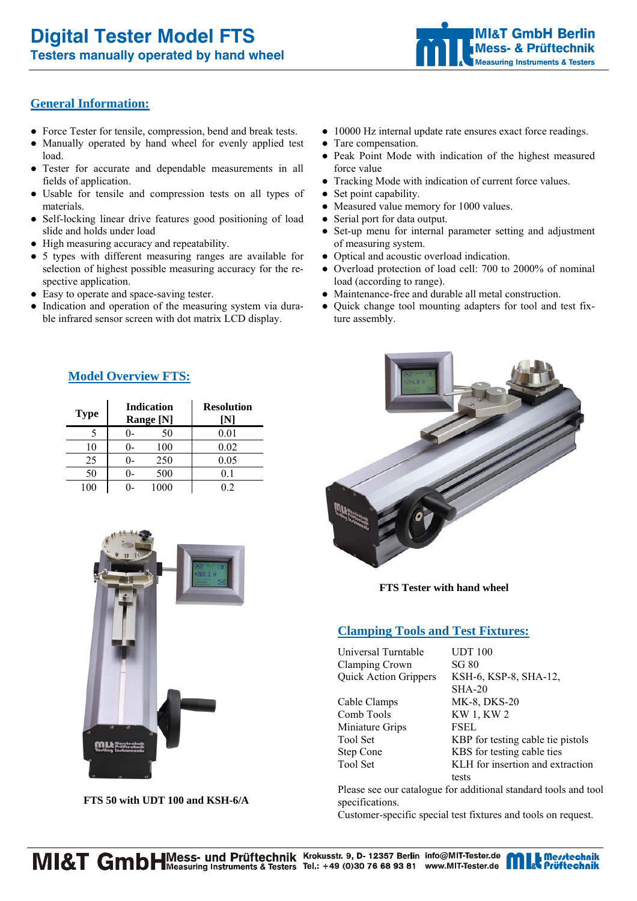# Digital Tester Model FTS

## Testers manually operated by hand wheel

## General Information:

- Force Tester for tensile, compression, bend and break tests.
- Manually operated by hand wheel for evenly applied test load.
- Tester for accurate and dependable measurements in all fields of application.
- Usable for tensile and compression tests on all types of materials.
- Self-locking linear drive features good positioning of load slide and holds under load
- High measuring accuracy and repeatability.
- 5 types with different measuring ranges are available for selection of highest possible measuring accuracy for the respective application.
- Easy to operate and space-saving tester.
- Indication and operation of the measuring system via durable infrared sensor screen with dot matrix LCD display.
- 10000 Hz internal update rate ensures exact force readings.
- Tare compensation.
- Peak Point Mode with indication of the highest measured force value
- Tracking Mode with indication of current force values.
- Set point capability.
- Measured value memory for 1000 values.
- Serial port for data output.
- Set-up menu for internal parameter setting and adjustment of measuring system.
- Optical and acoustic overload indication.
- Overload protection of load cell: 700 to 2000% of nominal load (according to range).
- Maintenance-free and durable all metal construction.
- Quick change tool mounting adapters for tool and test fixture assembly.

## Model Overview FTS:

| Type | Indication Range [N] | Resolution [N] |
|---|---|---|
| 5 | 0- 50 | 0.01 |
| 10 | 0- 100 | 0.02 |
| 25 | 0- 250 | 0.05 |
| 50 | 0- 500 | 0.1 |
| 100 | 0- 1000 | 0.2 |

**FTS 50 with UDT 100 and KSH-6/A**

**FTS Tester with hand wheel**

## Clamping Tools and Test Fixtures:

| | |
|---|---|
| Universal Turntable | UDT 100 |
| Clamping Crown | SG 80 |
| Quick Action Grippers | KSH-6, KSP-8, SHA-12, SHA-20 |
| Cable Clamps | MK-8, DKS-20 |
| Comb Tools | KW 1, KW 2 |
| Miniature Grips | FSEL |
| Tool Set | KBP for testing cable tie pistols |
| Step Cone | KBS for testing cable ties |
| Tool Set | KLH for insertion and extraction tests |

Please see our catalogue for additional standard tools and tool specifications.

Customer-specific special test fixtures and tools on request.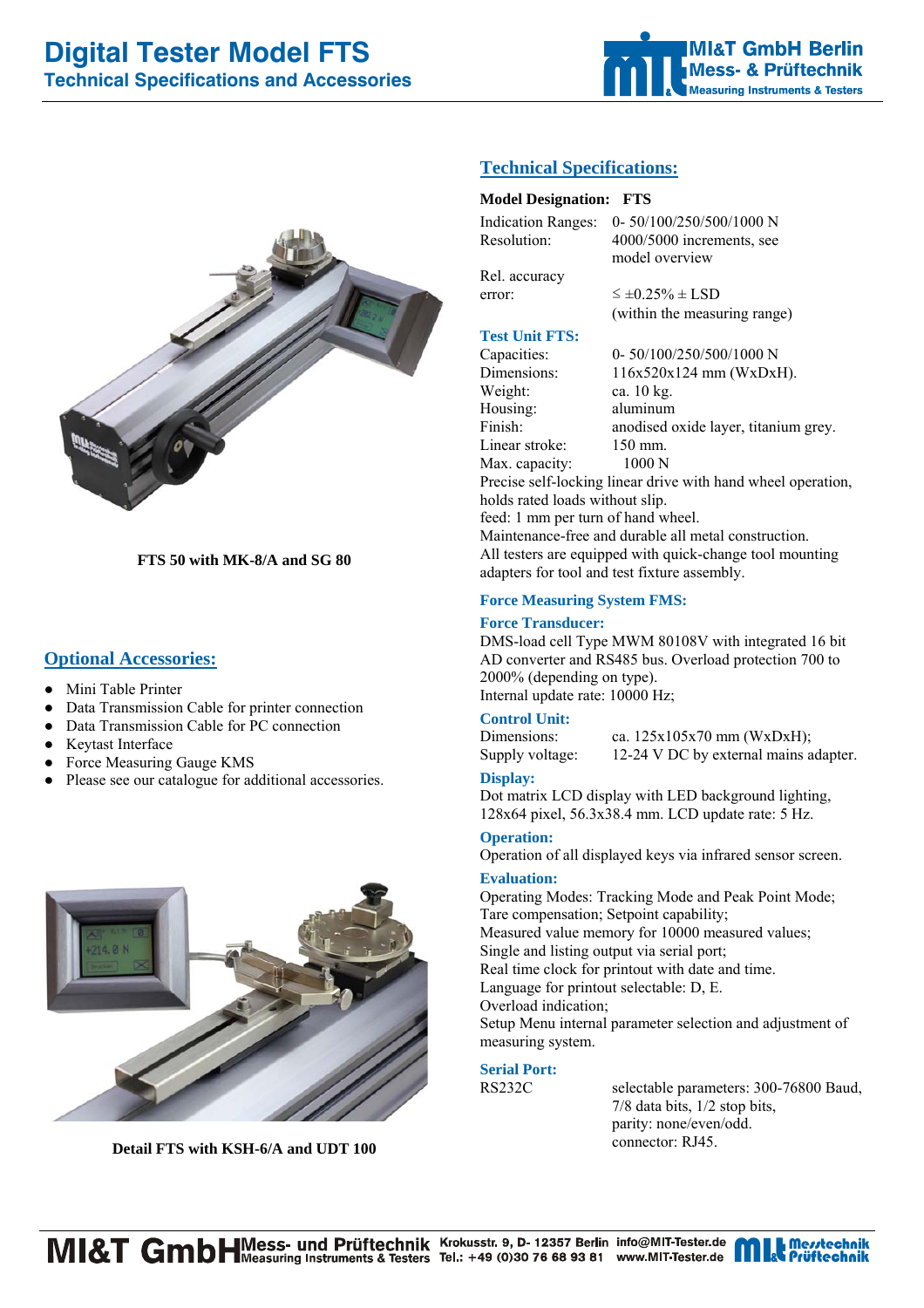# Digital Tester Model FTS

## Technical Specifications and Accessories

FTS 50 with MK-8/A and SG 80

## Optional Accessories:

- Mini Table Printer
- Data Transmission Cable for printer connection
- Data Transmission Cable for PC connection
- Keytast Interface
- Force Measuring Gauge KMS
- Please see our catalogue for additional accessories.

Detail FTS with KSH-6/A and UDT 100

## Technical Specifications:

**Model Designation: FTS**

| | |
|---|---|
| Indication Ranges: | 0- 50/100/250/500/1000 N |
| Resolution: | 4000/5000 increments, see model overview |
| Rel. accuracy error: | ≤ ±0.25% ± LSD (within the measuring range) |

### Test Unit FTS:

| | |
|---|---|
| Capacities: | 0- 50/100/250/500/1000 N |
| Dimensions: | 116x520x124 mm (WxDxH). |
| Weight: | ca. 10 kg. |
| Housing: | aluminum |
| Finish: | anodised oxide layer, titanium grey. |
| Linear stroke: | 150 mm. |
| Max. capacity: | 1000 N |

Precise self-locking linear drive with hand wheel operation, holds rated loads without slip.
feed: 1 mm per turn of hand wheel.
Maintenance-free and durable all metal construction.
All testers are equipped with quick-change tool mounting adapters for tool and test fixture assembly.

### Force Measuring System FMS:

### Force Transducer:

DMS-load cell Type MWM 80108V with integrated 16 bit AD converter and RS485 bus. Overload protection 700 to 2000% (depending on type).
Internal update rate: 10000 Hz;

### Control Unit:

| | |
|---|---|
| Dimensions: | ca. 125x105x70 mm (WxDxH); |
| Supply voltage: | 12-24 V DC by external mains adapter. |

### Display:

Dot matrix LCD display with LED background lighting, 128x64 pixel, 56.3x38.4 mm. LCD update rate: 5 Hz.

### Operation:

Operation of all displayed keys via infrared sensor screen.

### Evaluation:

Operating Modes: Tracking Mode and Peak Point Mode;
Tare compensation; Setpoint capability;
Measured value memory for 10000 measured values;
Single and listing output via serial port;
Real time clock for printout with date and time.
Language for printout selectable: D, E.
Overload indication;
Setup Menu internal parameter selection and adjustment of measuring system.

### Serial Port:

| | |
|---|---|
| RS232C | selectable parameters: 300-76800 Baud, 7/8 data bits, 1/2 stop bits, parity: none/even/odd. connector: RJ45. |